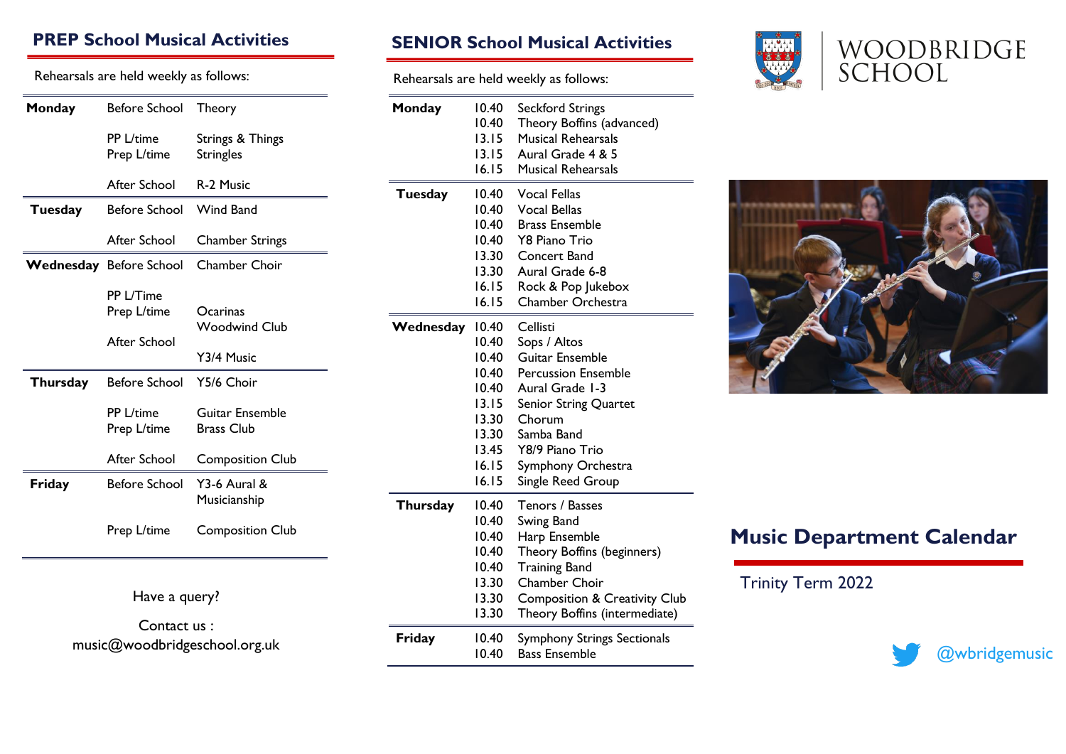## PREP School Musical Activities

Rehearsals are held weekly as follows:

| Day | Time | Activity |
|---|---|---|
| **Monday** | Before School | Theory |
| | PP L/time | Strings & Things |
| | Prep L/time | Stringles |
| | After School | R-2 Music |
| **Tuesday** | Before School | Wind Band |
| | After School | Chamber Strings |
| **Wednesday** | Before School | Chamber Choir |
| | PP L/Time | |
| | Prep L/time | Ocarinas |
| | | Woodwind Club |
| | After School | |
| | | Y3/4 Music |
| **Thursday** | Before School | Y5/6 Choir |
| | PP L/time | Guitar Ensemble |
| | Prep L/time | Brass Club |
| | After School | Composition Club |
| **Friday** | Before School | Y3-6 Aural & Musicianship |
| | Prep L/time | Composition Club |

Have a query?

Contact us : music@woodbridgeschool.org.uk

## SENIOR School Musical Activities

Rehearsals are held weekly as follows:

| Day | Time | Activity |
|---|---|---|
| **Monday** | 10.40 | Seckford Strings |
| | 10.40 | Theory Boffins (advanced) |
| | 13.15 | Musical Rehearsals |
| | 13.15 | Aural Grade 4 & 5 |
| | 16.15 | Musical Rehearsals |
| **Tuesday** | 10.40 | Vocal Fellas |
| | 10.40 | Vocal Bellas |
| | 10.40 | Brass Ensemble |
| | 10.40 | Y8 Piano Trio |
| | 13.30 | Concert Band |
| | 13.30 | Aural Grade 6-8 |
| | 16.15 | Rock & Pop Jukebox |
| | 16.15 | Chamber Orchestra |
| **Wednesday** | 10.40 | Cellisti |
| | 10.40 | Sops / Altos |
| | 10.40 | Guitar Ensemble |
| | 10.40 | Percussion Ensemble |
| | 10.40 | Aural Grade 1-3 |
| | 13.15 | Senior String Quartet |
| | 13.30 | Chorum |
| | 13.30 | Samba Band |
| | 13.45 | Y8/9 Piano Trio |
| | 16.15 | Symphony Orchestra |
| | 16.15 | Single Reed Group |
| **Thursday** | 10.40 | Tenors / Basses |
| | 10.40 | Swing Band |
| | 10.40 | Harp Ensemble |
| | 10.40 | Theory Boffins (beginners) |
| | 10.40 | Training Band |
| | 13.30 | Chamber Choir |
| | 13.30 | Composition & Creativity Club |
| | 13.30 | Theory Boffins (intermediate) |
| **Friday** | 10.40 | Symphony Strings Sectionals |
| | 10.40 | Bass Ensemble |

WOODBRIDGE SCHOOL

# Music Department Calendar

Trinity Term 2022

@wbridgemusic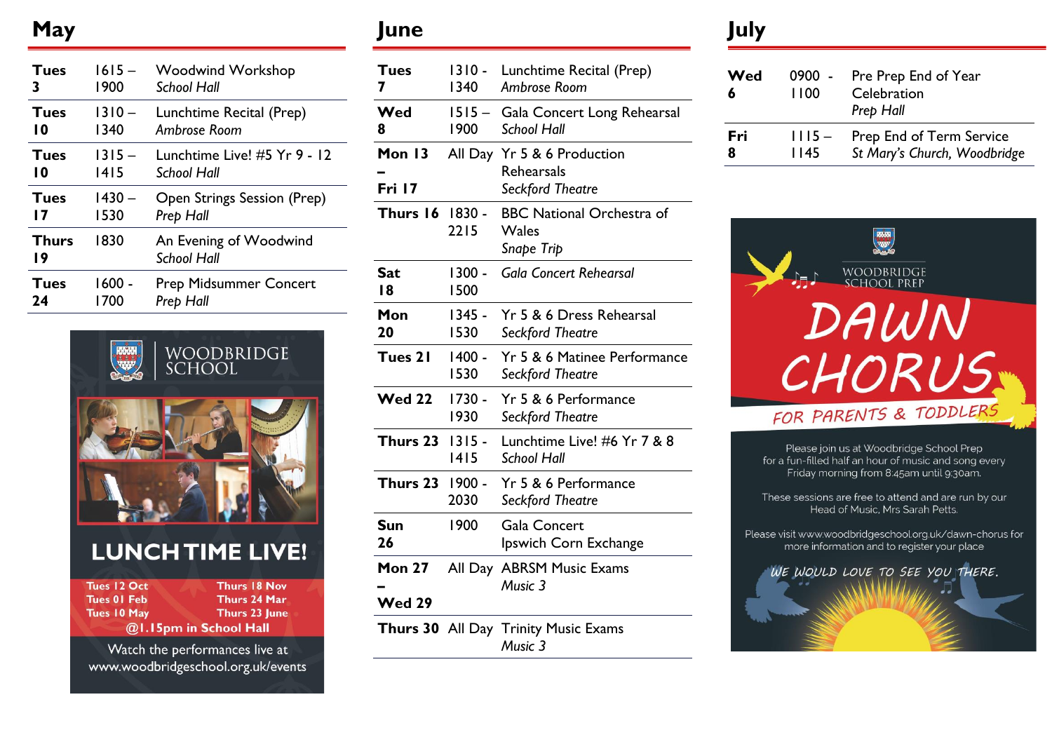## May

| | | |
|---|---|---|
| **Tues 3** | 1615 – 1900 | Woodwind Workshop *School Hall* |
| **Tues 10** | 1310 – 1340 | Lunchtime Recital (Prep) *Ambrose Room* |
| **Tues 10** | 1315 – 1415 | Lunchtime Live! #5 Yr 9 - 12 *School Hall* |
| **Tues 17** | 1430 – 1530 | Open Strings Session (Prep) *Prep Hall* |
| **Thurs 19** | 1830 | An Evening of Woodwind *School Hall* |
| **Tues 24** | 1600 - 1700 | Prep Midsummer Concert *Prep Hall* |

WOODBRIDGE SCHOOL

**LUNCHTIME LIVE!**

Tues 12 Oct
Tues 01 Feb
Tues 10 May
Thurs 18 Nov
Thurs 24 Mar
Thurs 23 June

@1.15pm in School Hall

Watch the performances live at www.woodbridgeschool.org.uk/events

## June

| | | |
|---|---|---|
| **Tues 7** | 1310 - 1340 | Lunchtime Recital (Prep) *Ambrose Room* |
| **Wed 8** | 1515 – 1900 | Gala Concert Long Rehearsal *School Hall* |
| **Mon 13 – Fri 17** | All Day | Yr 5 & 6 Production Rehearsals *Seckford Theatre* |
| **Thurs 16** | 1830 - 2215 | BBC National Orchestra of Wales *Snape Trip* |
| **Sat 18** | 1300 - 1500 | *Gala Concert Rehearsal* |
| **Mon 20** | 1345 - 1530 | Yr 5 & 6 Dress Rehearsal *Seckford Theatre* |
| **Tues 21** | 1400 - 1530 | Yr 5 & 6 Matinee Performance *Seckford Theatre* |
| **Wed 22** | 1730 - 1930 | Yr 5 & 6 Performance *Seckford Theatre* |
| **Thurs 23** | 1315 - 1415 | Lunchtime Live! #6 Yr 7 & 8 *School Hall* |
| **Thurs 23** | 1900 - 2030 | Yr 5 & 6 Performance *Seckford Theatre* |
| **Sun 26** | 1900 | Gala Concert Ipswich Corn Exchange |
| **Mon 27 – Wed 29** | All Day | ABRSM Music Exams *Music 3* |
| **Thurs 30** | All Day | Trinity Music Exams *Music 3* |

## July

| | | |
|---|---|---|
| **Wed 6** | 0900 - 1100 | Pre Prep End of Year Celebration *Prep Hall* |
| **Fri 8** | 1115 – 1145 | Prep End of Term Service *St Mary's Church, Woodbridge* |

WOODBRIDGE SCHOOL PREP

**DAWN CHORUS**

FOR PARENTS & TODDLERS

Please join us at Woodbridge School Prep for a fun-filled half an hour of music and song every Friday morning from 8:45am until 9:30am.

These sessions are free to attend and are run by our Head of Music, Mrs Sarah Petts.

Please visit www.woodbridgeschool.org.uk/dawn-chorus for more information and to register your place

WE WOULD LOVE TO SEE YOU THERE.